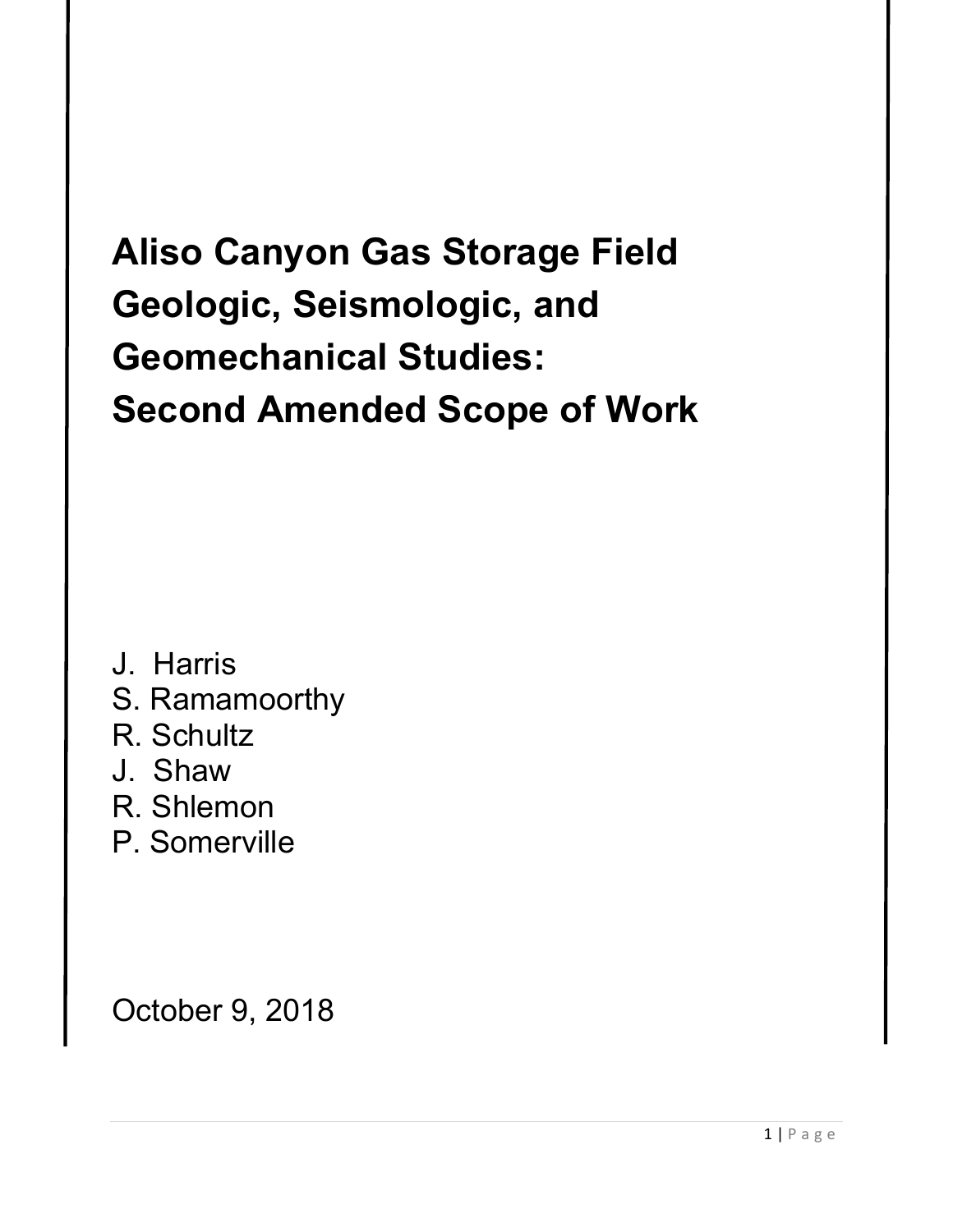# Aliso Canyon Gas Storage Field Geologic, Seismologic, and Geomechanical Studies: Second Amended Scope of Work

J. Harris
S. Ramamoorthy
R. Schultz
J. Shaw
R. Shlemon
P. Somerville

October 9, 2018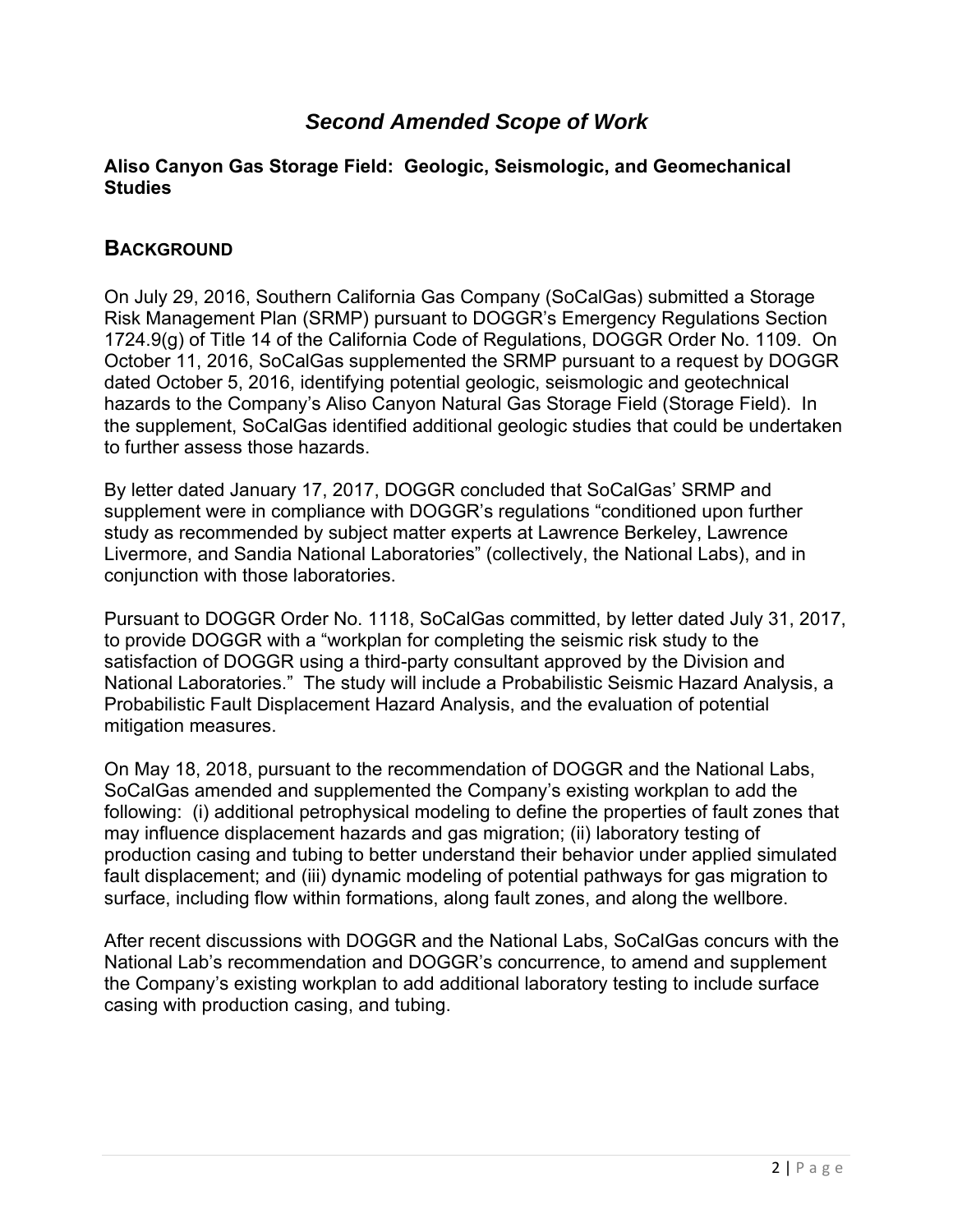# *Second Amended Scope of Work*

**Aliso Canyon Gas Storage Field: Geologic, Seismologic, and Geomechanical Studies**

## BACKGROUND

On July 29, 2016, Southern California Gas Company (SoCalGas) submitted a Storage Risk Management Plan (SRMP) pursuant to DOGGR's Emergency Regulations Section 1724.9(g) of Title 14 of the California Code of Regulations, DOGGR Order No. 1109. On October 11, 2016, SoCalGas supplemented the SRMP pursuant to a request by DOGGR dated October 5, 2016, identifying potential geologic, seismologic and geotechnical hazards to the Company's Aliso Canyon Natural Gas Storage Field (Storage Field). In the supplement, SoCalGas identified additional geologic studies that could be undertaken to further assess those hazards.

By letter dated January 17, 2017, DOGGR concluded that SoCalGas' SRMP and supplement were in compliance with DOGGR's regulations "conditioned upon further study as recommended by subject matter experts at Lawrence Berkeley, Lawrence Livermore, and Sandia National Laboratories" (collectively, the National Labs), and in conjunction with those laboratories.

Pursuant to DOGGR Order No. 1118, SoCalGas committed, by letter dated July 31, 2017, to provide DOGGR with a "workplan for completing the seismic risk study to the satisfaction of DOGGR using a third-party consultant approved by the Division and National Laboratories." The study will include a Probabilistic Seismic Hazard Analysis, a Probabilistic Fault Displacement Hazard Analysis, and the evaluation of potential mitigation measures.

On May 18, 2018, pursuant to the recommendation of DOGGR and the National Labs, SoCalGas amended and supplemented the Company's existing workplan to add the following: (i) additional petrophysical modeling to define the properties of fault zones that may influence displacement hazards and gas migration; (ii) laboratory testing of production casing and tubing to better understand their behavior under applied simulated fault displacement; and (iii) dynamic modeling of potential pathways for gas migration to surface, including flow within formations, along fault zones, and along the wellbore.

After recent discussions with DOGGR and the National Labs, SoCalGas concurs with the National Lab's recommendation and DOGGR's concurrence, to amend and supplement the Company's existing workplan to add additional laboratory testing to include surface casing with production casing, and tubing.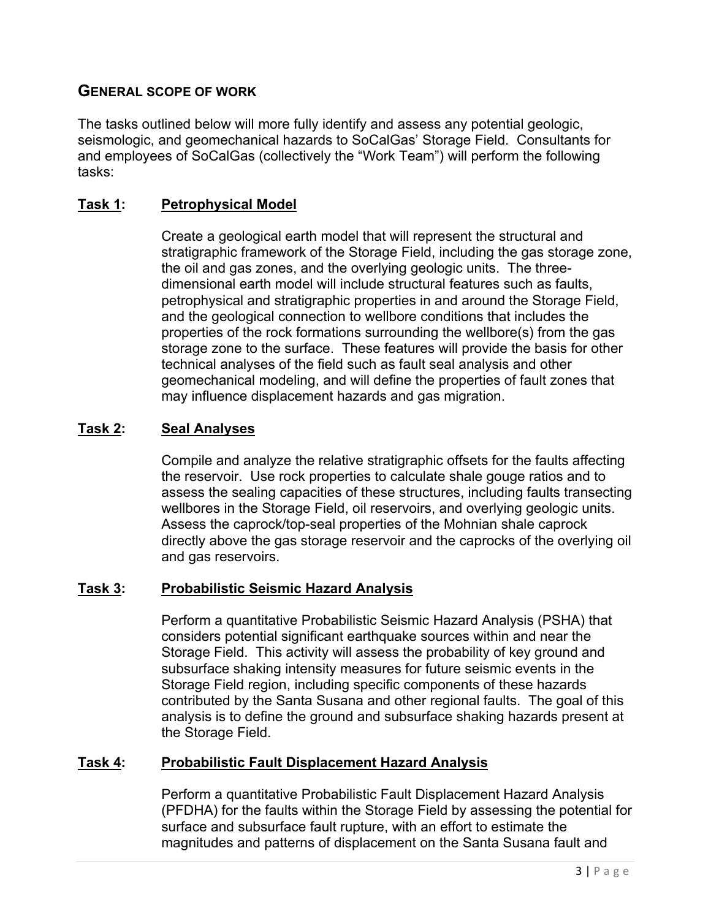## GENERAL SCOPE OF WORK

The tasks outlined below will more fully identify and assess any potential geologic, seismologic, and geomechanical hazards to SoCalGas' Storage Field. Consultants for and employees of SoCalGas (collectively the "Work Team") will perform the following tasks:

### Task 1: Petrophysical Model

Create a geological earth model that will represent the structural and stratigraphic framework of the Storage Field, including the gas storage zone, the oil and gas zones, and the overlying geologic units. The three-dimensional earth model will include structural features such as faults, petrophysical and stratigraphic properties in and around the Storage Field, and the geological connection to wellbore conditions that includes the properties of the rock formations surrounding the wellbore(s) from the gas storage zone to the surface. These features will provide the basis for other technical analyses of the field such as fault seal analysis and other geomechanical modeling, and will define the properties of fault zones that may influence displacement hazards and gas migration.

### Task 2: Seal Analyses

Compile and analyze the relative stratigraphic offsets for the faults affecting the reservoir. Use rock properties to calculate shale gouge ratios and to assess the sealing capacities of these structures, including faults transecting wellbores in the Storage Field, oil reservoirs, and overlying geologic units. Assess the caprock/top-seal properties of the Mohnian shale caprock directly above the gas storage reservoir and the caprocks of the overlying oil and gas reservoirs.

### Task 3: Probabilistic Seismic Hazard Analysis

Perform a quantitative Probabilistic Seismic Hazard Analysis (PSHA) that considers potential significant earthquake sources within and near the Storage Field. This activity will assess the probability of key ground and subsurface shaking intensity measures for future seismic events in the Storage Field region, including specific components of these hazards contributed by the Santa Susana and other regional faults. The goal of this analysis is to define the ground and subsurface shaking hazards present at the Storage Field.

### Task 4: Probabilistic Fault Displacement Hazard Analysis

Perform a quantitative Probabilistic Fault Displacement Hazard Analysis (PFDHA) for the faults within the Storage Field by assessing the potential for surface and subsurface fault rupture, with an effort to estimate the magnitudes and patterns of displacement on the Santa Susana fault and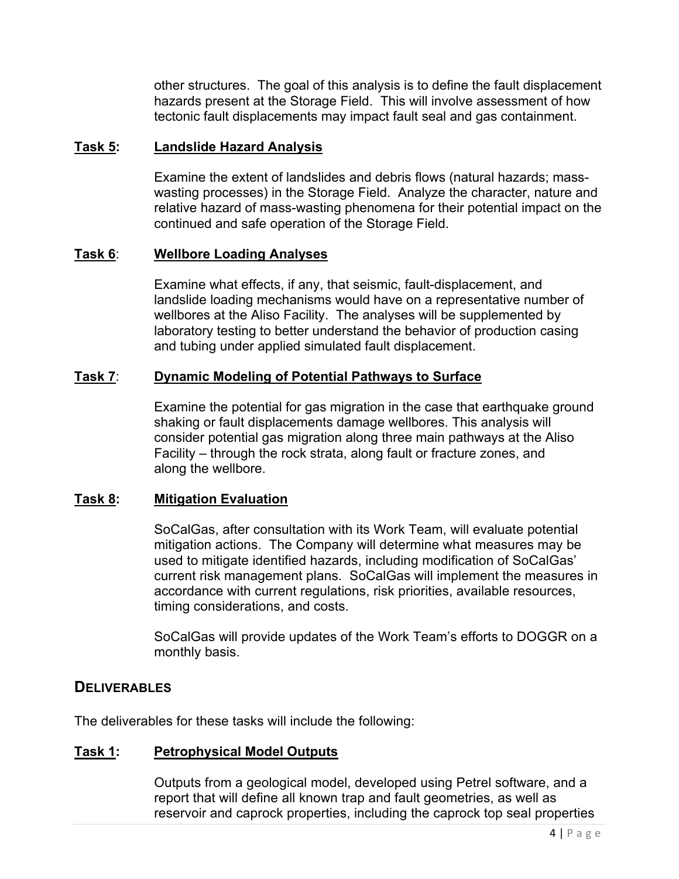other structures. The goal of this analysis is to define the fault displacement hazards present at the Storage Field. This will involve assessment of how tectonic fault displacements may impact fault seal and gas containment.

**Task 5: Landslide Hazard Analysis**

Examine the extent of landslides and debris flows (natural hazards; mass-wasting processes) in the Storage Field. Analyze the character, nature and relative hazard of mass-wasting phenomena for their potential impact on the continued and safe operation of the Storage Field.

**Task 6: Wellbore Loading Analyses**

Examine what effects, if any, that seismic, fault-displacement, and landslide loading mechanisms would have on a representative number of wellbores at the Aliso Facility. The analyses will be supplemented by laboratory testing to better understand the behavior of production casing and tubing under applied simulated fault displacement.

**Task 7: Dynamic Modeling of Potential Pathways to Surface**

Examine the potential for gas migration in the case that earthquake ground shaking or fault displacements damage wellbores. This analysis will consider potential gas migration along three main pathways at the Aliso Facility – through the rock strata, along fault or fracture zones, and along the wellbore.

**Task 8: Mitigation Evaluation**

SoCalGas, after consultation with its Work Team, will evaluate potential mitigation actions. The Company will determine what measures may be used to mitigate identified hazards, including modification of SoCalGas' current risk management plans. SoCalGas will implement the measures in accordance with current regulations, risk priorities, available resources, timing considerations, and costs.

SoCalGas will provide updates of the Work Team's efforts to DOGGR on a monthly basis.

## DELIVERABLES

The deliverables for these tasks will include the following:

**Task 1: Petrophysical Model Outputs**

Outputs from a geological model, developed using Petrel software, and a report that will define all known trap and fault geometries, as well as reservoir and caprock properties, including the caprock top seal properties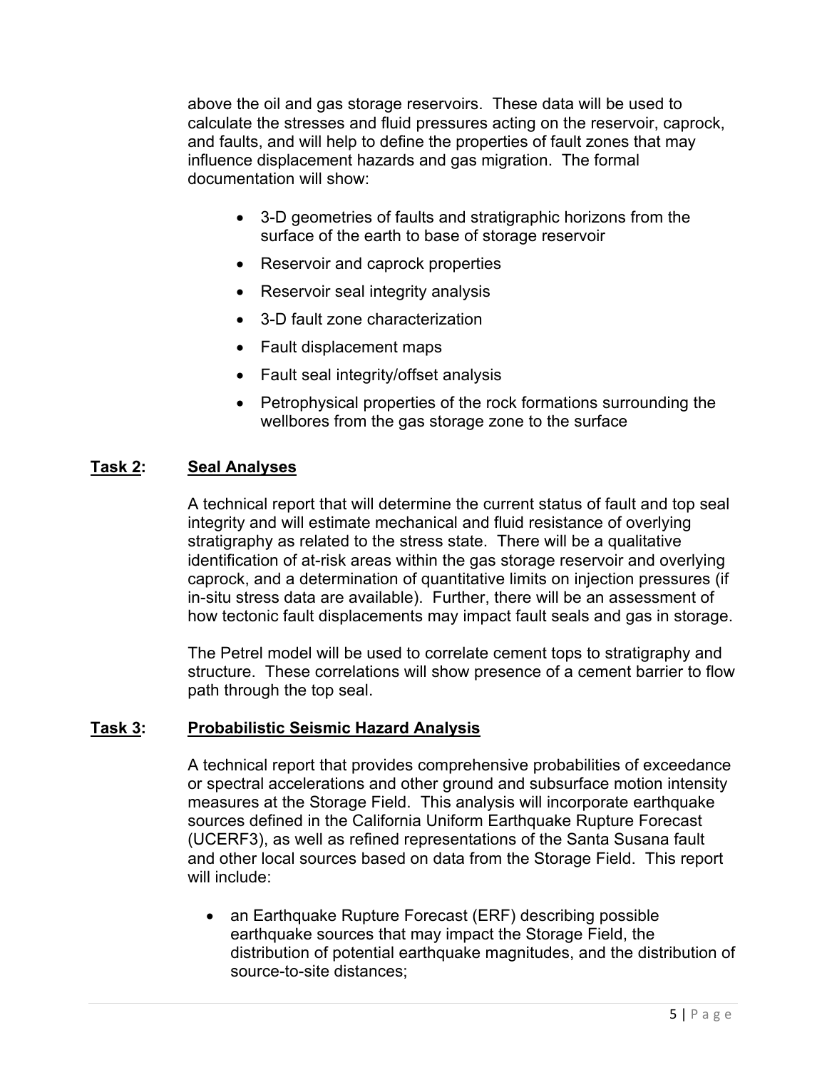above the oil and gas storage reservoirs. These data will be used to calculate the stresses and fluid pressures acting on the reservoir, caprock, and faults, and will help to define the properties of fault zones that may influence displacement hazards and gas migration. The formal documentation will show:

- 3-D geometries of faults and stratigraphic horizons from the surface of the earth to base of storage reservoir
- Reservoir and caprock properties
- Reservoir seal integrity analysis
- 3-D fault zone characterization
- Fault displacement maps
- Fault seal integrity/offset analysis
- Petrophysical properties of the rock formations surrounding the wellbores from the gas storage zone to the surface

### **Task 2: Seal Analyses**

A technical report that will determine the current status of fault and top seal integrity and will estimate mechanical and fluid resistance of overlying stratigraphy as related to the stress state. There will be a qualitative identification of at-risk areas within the gas storage reservoir and overlying caprock, and a determination of quantitative limits on injection pressures (if in-situ stress data are available). Further, there will be an assessment of how tectonic fault displacements may impact fault seals and gas in storage.

The Petrel model will be used to correlate cement tops to stratigraphy and structure. These correlations will show presence of a cement barrier to flow path through the top seal.

### **Task 3: Probabilistic Seismic Hazard Analysis**

A technical report that provides comprehensive probabilities of exceedance or spectral accelerations and other ground and subsurface motion intensity measures at the Storage Field. This analysis will incorporate earthquake sources defined in the California Uniform Earthquake Rupture Forecast (UCERF3), as well as refined representations of the Santa Susana fault and other local sources based on data from the Storage Field. This report will include:

- an Earthquake Rupture Forecast (ERF) describing possible earthquake sources that may impact the Storage Field, the distribution of potential earthquake magnitudes, and the distribution of source-to-site distances;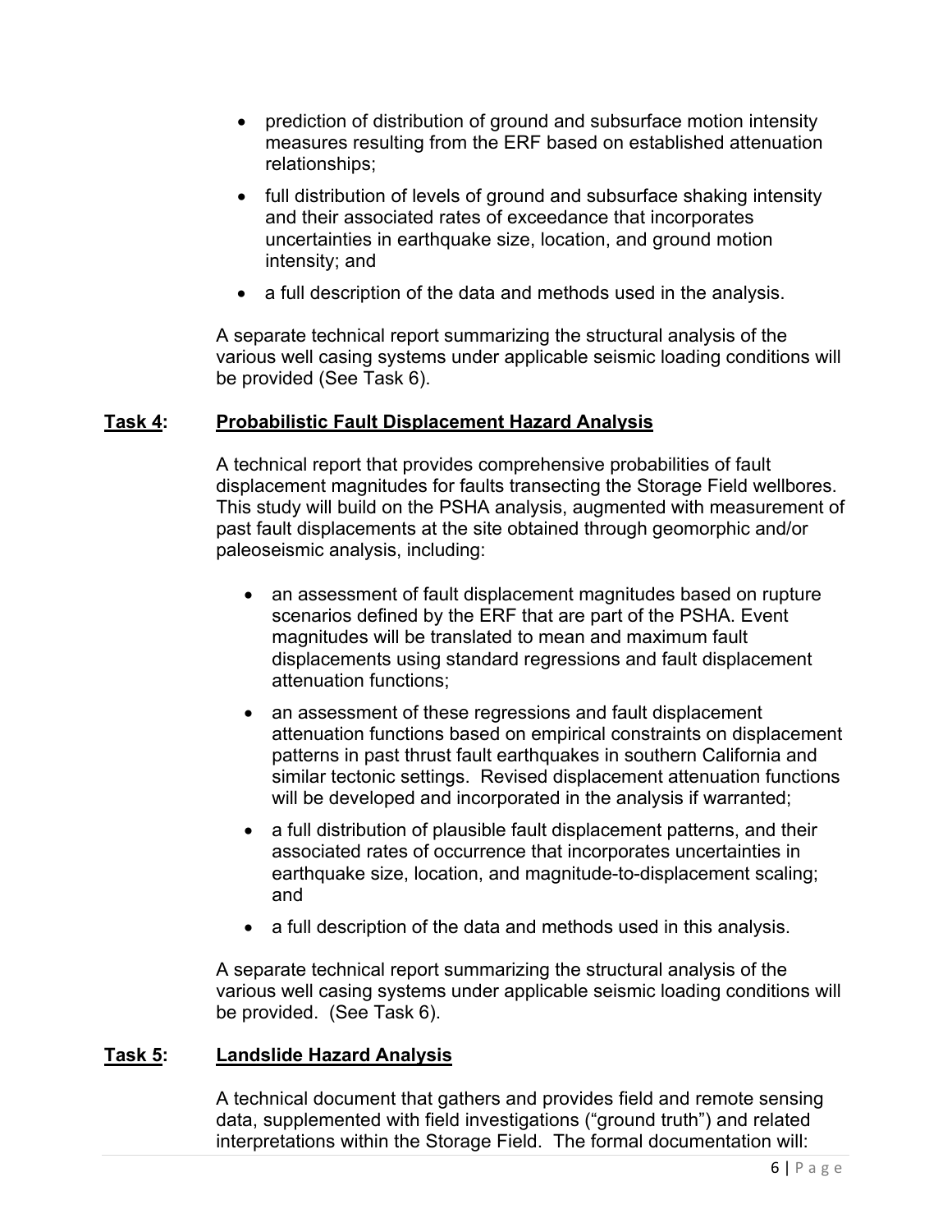- prediction of distribution of ground and subsurface motion intensity measures resulting from the ERF based on established attenuation relationships;
- full distribution of levels of ground and subsurface shaking intensity and their associated rates of exceedance that incorporates uncertainties in earthquake size, location, and ground motion intensity; and
- a full description of the data and methods used in the analysis.

A separate technical report summarizing the structural analysis of the various well casing systems under applicable seismic loading conditions will be provided (See Task 6).

## **Task 4: Probabilistic Fault Displacement Hazard Analysis**

A technical report that provides comprehensive probabilities of fault displacement magnitudes for faults transecting the Storage Field wellbores. This study will build on the PSHA analysis, augmented with measurement of past fault displacements at the site obtained through geomorphic and/or paleoseismic analysis, including:

- an assessment of fault displacement magnitudes based on rupture scenarios defined by the ERF that are part of the PSHA. Event magnitudes will be translated to mean and maximum fault displacements using standard regressions and fault displacement attenuation functions;
- an assessment of these regressions and fault displacement attenuation functions based on empirical constraints on displacement patterns in past thrust fault earthquakes in southern California and similar tectonic settings. Revised displacement attenuation functions will be developed and incorporated in the analysis if warranted;
- a full distribution of plausible fault displacement patterns, and their associated rates of occurrence that incorporates uncertainties in earthquake size, location, and magnitude-to-displacement scaling; and
- a full description of the data and methods used in this analysis.

A separate technical report summarizing the structural analysis of the various well casing systems under applicable seismic loading conditions will be provided. (See Task 6).

## **Task 5: Landslide Hazard Analysis**

A technical document that gathers and provides field and remote sensing data, supplemented with field investigations ("ground truth") and related interpretations within the Storage Field. The formal documentation will: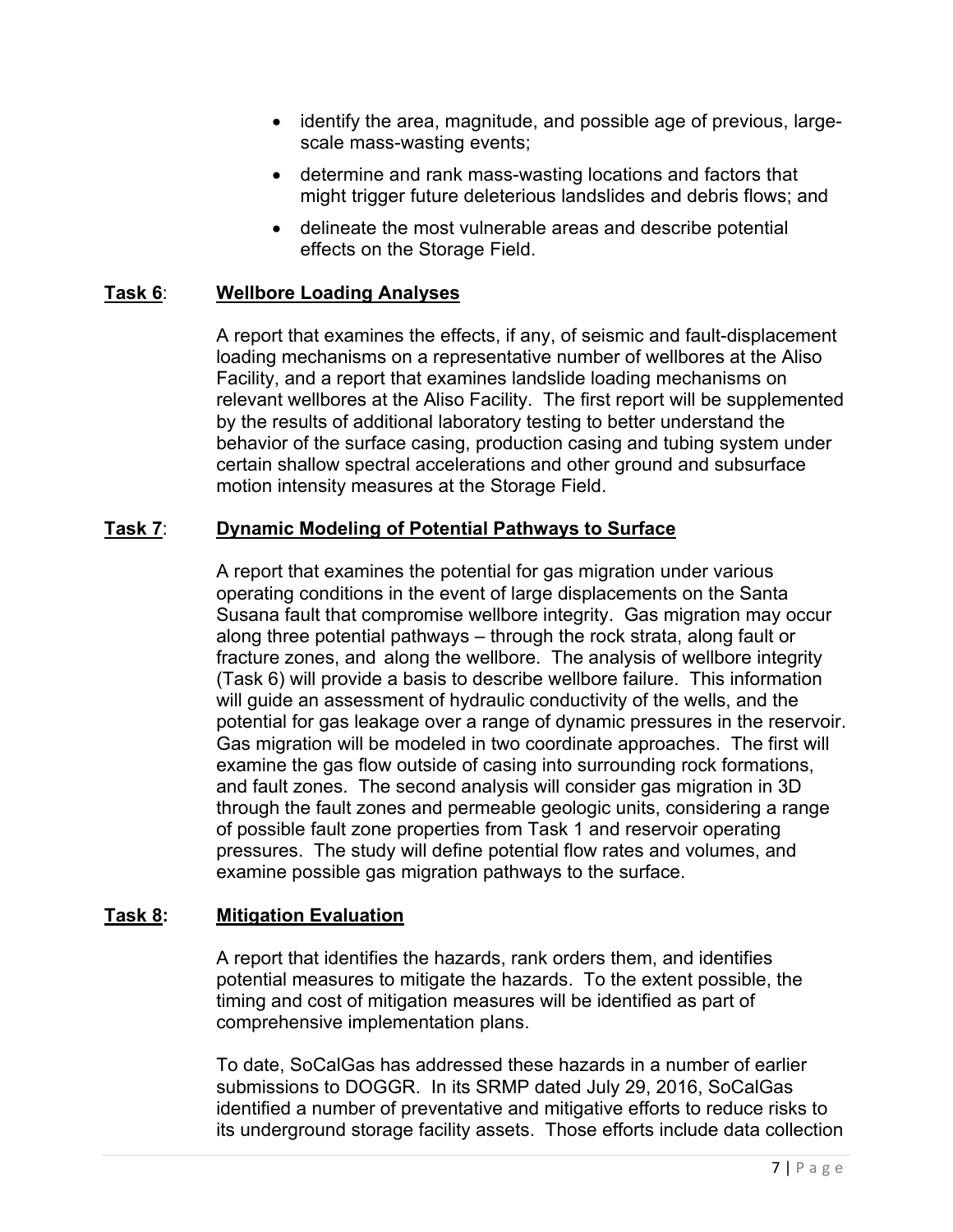- identify the area, magnitude, and possible age of previous, large-scale mass-wasting events;
- determine and rank mass-wasting locations and factors that might trigger future deleterious landslides and debris flows; and
- delineate the most vulnerable areas and describe potential effects on the Storage Field.

**Task 6**: **Wellbore Loading Analyses**

A report that examines the effects, if any, of seismic and fault-displacement loading mechanisms on a representative number of wellbores at the Aliso Facility, and a report that examines landslide loading mechanisms on relevant wellbores at the Aliso Facility. The first report will be supplemented by the results of additional laboratory testing to better understand the behavior of the surface casing, production casing and tubing system under certain shallow spectral accelerations and other ground and subsurface motion intensity measures at the Storage Field.

**Task 7**: **Dynamic Modeling of Potential Pathways to Surface**

A report that examines the potential for gas migration under various operating conditions in the event of large displacements on the Santa Susana fault that compromise wellbore integrity. Gas migration may occur along three potential pathways – through the rock strata, along fault or fracture zones, and along the wellbore. The analysis of wellbore integrity (Task 6) will provide a basis to describe wellbore failure. This information will guide an assessment of hydraulic conductivity of the wells, and the potential for gas leakage over a range of dynamic pressures in the reservoir. Gas migration will be modeled in two coordinate approaches. The first will examine the gas flow outside of casing into surrounding rock formations, and fault zones. The second analysis will consider gas migration in 3D through the fault zones and permeable geologic units, considering a range of possible fault zone properties from Task 1 and reservoir operating pressures. The study will define potential flow rates and volumes, and examine possible gas migration pathways to the surface.

**Task 8**: **Mitigation Evaluation**

A report that identifies the hazards, rank orders them, and identifies potential measures to mitigate the hazards. To the extent possible, the timing and cost of mitigation measures will be identified as part of comprehensive implementation plans.

To date, SoCalGas has addressed these hazards in a number of earlier submissions to DOGGR. In its SRMP dated July 29, 2016, SoCalGas identified a number of preventative and mitigative efforts to reduce risks to its underground storage facility assets. Those efforts include data collection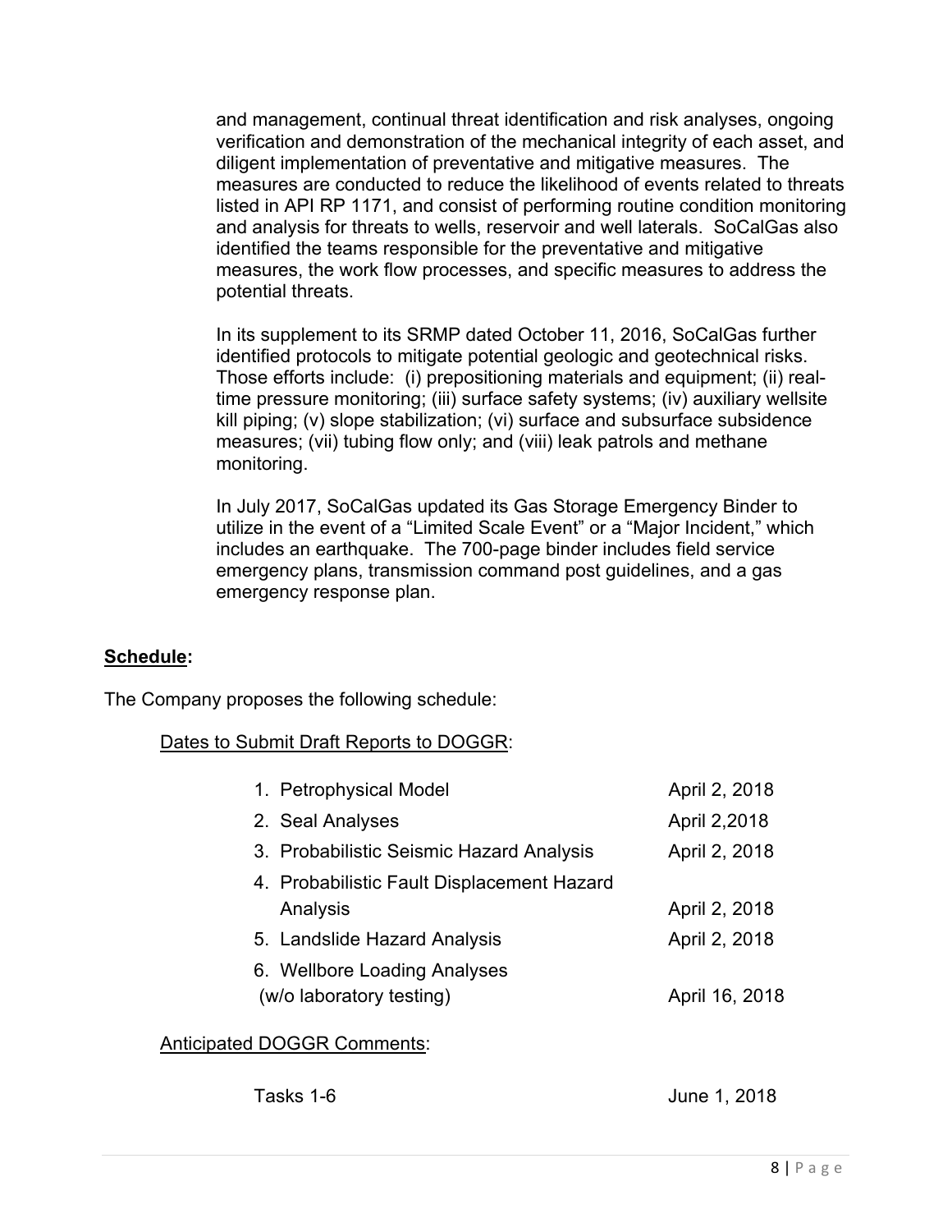and management, continual threat identification and risk analyses, ongoing verification and demonstration of the mechanical integrity of each asset, and diligent implementation of preventative and mitigative measures. The measures are conducted to reduce the likelihood of events related to threats listed in API RP 1171, and consist of performing routine condition monitoring and analysis for threats to wells, reservoir and well laterals. SoCalGas also identified the teams responsible for the preventative and mitigative measures, the work flow processes, and specific measures to address the potential threats.

In its supplement to its SRMP dated October 11, 2016, SoCalGas further identified protocols to mitigate potential geologic and geotechnical risks. Those efforts include: (i) prepositioning materials and equipment; (ii) real-time pressure monitoring; (iii) surface safety systems; (iv) auxiliary wellsite kill piping; (v) slope stabilization; (vi) surface and subsurface subsidence measures; (vii) tubing flow only; and (viii) leak patrols and methane monitoring.

In July 2017, SoCalGas updated its Gas Storage Emergency Binder to utilize in the event of a "Limited Scale Event" or a "Major Incident," which includes an earthquake. The 700-page binder includes field service emergency plans, transmission command post guidelines, and a gas emergency response plan.

**Schedule:**

The Company proposes the following schedule:

Dates to Submit Draft Reports to DOGGR:

| | |
|---|---|
| 1. Petrophysical Model | April 2, 2018 |
| 2. Seal Analyses | April 2,2018 |
| 3. Probabilistic Seismic Hazard Analysis | April 2, 2018 |
| 4. Probabilistic Fault Displacement Hazard Analysis | April 2, 2018 |
| 5. Landslide Hazard Analysis | April 2, 2018 |
| 6. Wellbore Loading Analyses (w/o laboratory testing) | April 16, 2018 |

Anticipated DOGGR Comments:

| | |
|---|---|
| Tasks 1-6 | June 1, 2018 |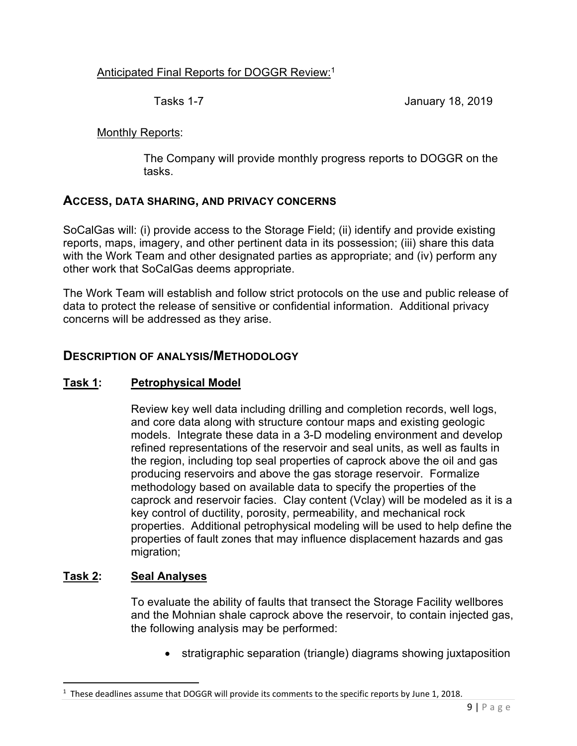Anticipated Final Reports for DOGGR Review:[1]

Tasks 1-7 — January 18, 2019

Monthly Reports:

> The Company will provide monthly progress reports to DOGGR on the tasks.

## ACCESS, DATA SHARING, AND PRIVACY CONCERNS

SoCalGas will: (i) provide access to the Storage Field; (ii) identify and provide existing reports, maps, imagery, and other pertinent data in its possession; (iii) share this data with the Work Team and other designated parties as appropriate; and (iv) perform any other work that SoCalGas deems appropriate.

The Work Team will establish and follow strict protocols on the use and public release of data to protect the release of sensitive or confidential information. Additional privacy concerns will be addressed as they arise.

## DESCRIPTION OF ANALYSIS/METHODOLOGY

### Task 1: Petrophysical Model

Review key well data including drilling and completion records, well logs, and core data along with structure contour maps and existing geologic models. Integrate these data in a 3-D modeling environment and develop refined representations of the reservoir and seal units, as well as faults in the region, including top seal properties of caprock above the oil and gas producing reservoirs and above the gas storage reservoir. Formalize methodology based on available data to specify the properties of the caprock and reservoir facies. Clay content (Vclay) will be modeled as it is a key control of ductility, porosity, permeability, and mechanical rock properties. Additional petrophysical modeling will be used to help define the properties of fault zones that may influence displacement hazards and gas migration;

### Task 2: Seal Analyses

To evaluate the ability of faults that transect the Storage Facility wellbores and the Mohnian shale caprock above the reservoir, to contain injected gas, the following analysis may be performed:

- stratigraphic separation (triangle) diagrams showing juxtaposition

[1] These deadlines assume that DOGGR will provide its comments to the specific reports by June 1, 2018.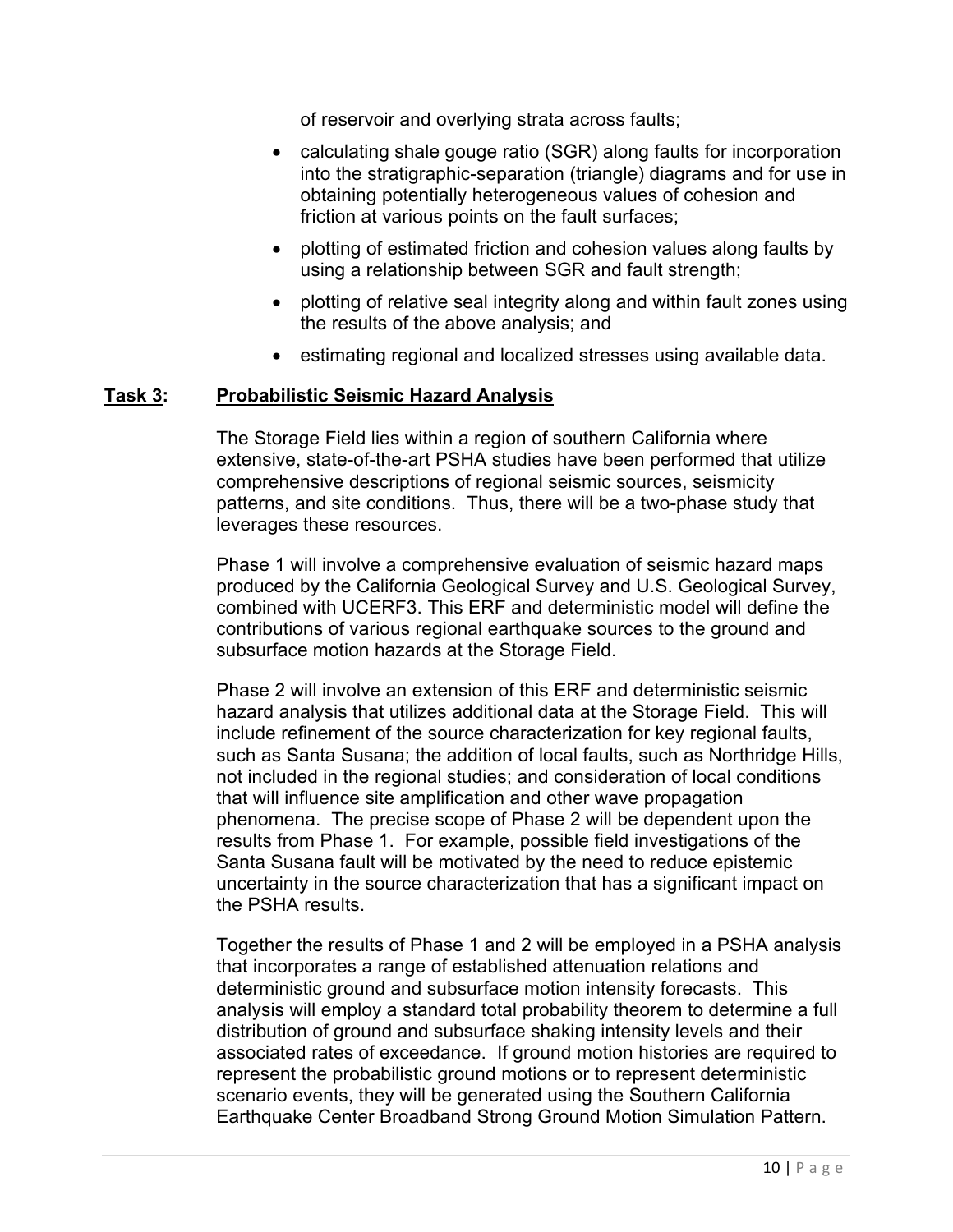of reservoir and overlying strata across faults;

- calculating shale gouge ratio (SGR) along faults for incorporation into the stratigraphic-separation (triangle) diagrams and for use in obtaining potentially heterogeneous values of cohesion and friction at various points on the fault surfaces;
- plotting of estimated friction and cohesion values along faults by using a relationship between SGR and fault strength;
- plotting of relative seal integrity along and within fault zones using the results of the above analysis; and
- estimating regional and localized stresses using available data.

**Task 3: Probabilistic Seismic Hazard Analysis**

The Storage Field lies within a region of southern California where extensive, state-of-the-art PSHA studies have been performed that utilize comprehensive descriptions of regional seismic sources, seismicity patterns, and site conditions. Thus, there will be a two-phase study that leverages these resources.

Phase 1 will involve a comprehensive evaluation of seismic hazard maps produced by the California Geological Survey and U.S. Geological Survey, combined with UCERF3. This ERF and deterministic model will define the contributions of various regional earthquake sources to the ground and subsurface motion hazards at the Storage Field.

Phase 2 will involve an extension of this ERF and deterministic seismic hazard analysis that utilizes additional data at the Storage Field. This will include refinement of the source characterization for key regional faults, such as Santa Susana; the addition of local faults, such as Northridge Hills, not included in the regional studies; and consideration of local conditions that will influence site amplification and other wave propagation phenomena. The precise scope of Phase 2 will be dependent upon the results from Phase 1. For example, possible field investigations of the Santa Susana fault will be motivated by the need to reduce epistemic uncertainty in the source characterization that has a significant impact on the PSHA results.

Together the results of Phase 1 and 2 will be employed in a PSHA analysis that incorporates a range of established attenuation relations and deterministic ground and subsurface motion intensity forecasts. This analysis will employ a standard total probability theorem to determine a full distribution of ground and subsurface shaking intensity levels and their associated rates of exceedance. If ground motion histories are required to represent the probabilistic ground motions or to represent deterministic scenario events, they will be generated using the Southern California Earthquake Center Broadband Strong Ground Motion Simulation Pattern.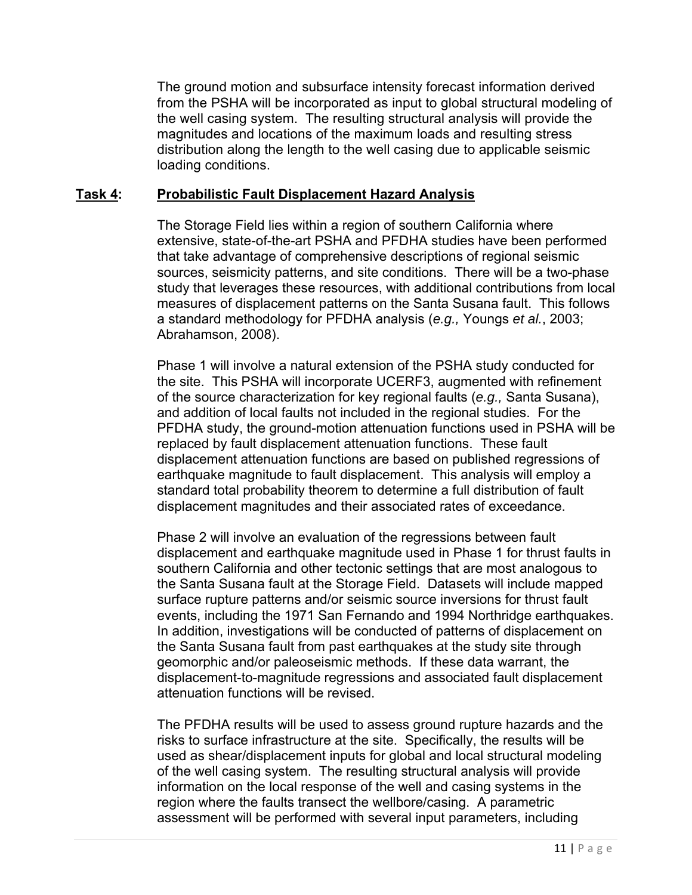The ground motion and subsurface intensity forecast information derived from the PSHA will be incorporated as input to global structural modeling of the well casing system. The resulting structural analysis will provide the magnitudes and locations of the maximum loads and resulting stress distribution along the length to the well casing due to applicable seismic loading conditions.

**Task 4: Probabilistic Fault Displacement Hazard Analysis**

The Storage Field lies within a region of southern California where extensive, state-of-the-art PSHA and PFDHA studies have been performed that take advantage of comprehensive descriptions of regional seismic sources, seismicity patterns, and site conditions. There will be a two-phase study that leverages these resources, with additional contributions from local measures of displacement patterns on the Santa Susana fault. This follows a standard methodology for PFDHA analysis (*e.g.,* Youngs *et al.*, 2003; Abrahamson, 2008).

Phase 1 will involve a natural extension of the PSHA study conducted for the site. This PSHA will incorporate UCERF3, augmented with refinement of the source characterization for key regional faults (*e.g.,* Santa Susana), and addition of local faults not included in the regional studies. For the PFDHA study, the ground-motion attenuation functions used in PSHA will be replaced by fault displacement attenuation functions. These fault displacement attenuation functions are based on published regressions of earthquake magnitude to fault displacement. This analysis will employ a standard total probability theorem to determine a full distribution of fault displacement magnitudes and their associated rates of exceedance.

Phase 2 will involve an evaluation of the regressions between fault displacement and earthquake magnitude used in Phase 1 for thrust faults in southern California and other tectonic settings that are most analogous to the Santa Susana fault at the Storage Field. Datasets will include mapped surface rupture patterns and/or seismic source inversions for thrust fault events, including the 1971 San Fernando and 1994 Northridge earthquakes. In addition, investigations will be conducted of patterns of displacement on the Santa Susana fault from past earthquakes at the study site through geomorphic and/or paleoseismic methods. If these data warrant, the displacement-to-magnitude regressions and associated fault displacement attenuation functions will be revised.

The PFDHA results will be used to assess ground rupture hazards and the risks to surface infrastructure at the site. Specifically, the results will be used as shear/displacement inputs for global and local structural modeling of the well casing system. The resulting structural analysis will provide information on the local response of the well and casing systems in the region where the faults transect the wellbore/casing. A parametric assessment will be performed with several input parameters, including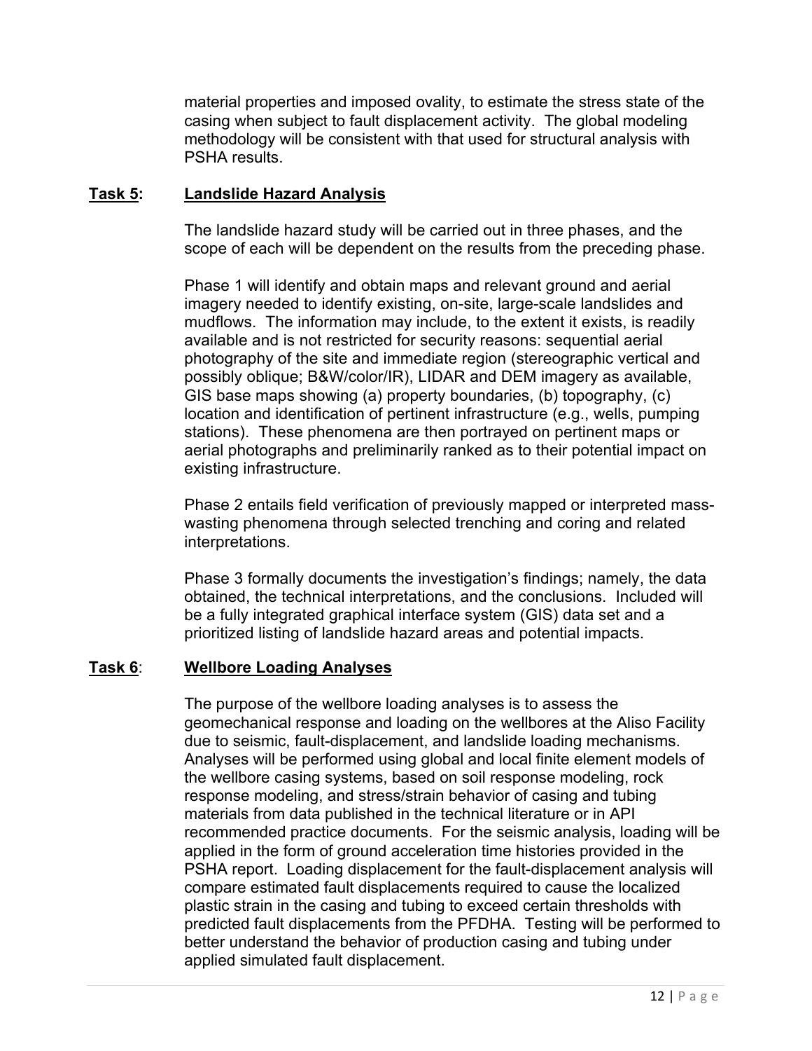material properties and imposed ovality, to estimate the stress state of the casing when subject to fault displacement activity. The global modeling methodology will be consistent with that used for structural analysis with PSHA results.

## **Task 5**: **Landslide Hazard Analysis**

The landslide hazard study will be carried out in three phases, and the scope of each will be dependent on the results from the preceding phase.

Phase 1 will identify and obtain maps and relevant ground and aerial imagery needed to identify existing, on-site, large-scale landslides and mudflows. The information may include, to the extent it exists, is readily available and is not restricted for security reasons: sequential aerial photography of the site and immediate region (stereographic vertical and possibly oblique; B&W/color/IR), LIDAR and DEM imagery as available, GIS base maps showing (a) property boundaries, (b) topography, (c) location and identification of pertinent infrastructure (e.g., wells, pumping stations). These phenomena are then portrayed on pertinent maps or aerial photographs and preliminarily ranked as to their potential impact on existing infrastructure.

Phase 2 entails field verification of previously mapped or interpreted mass-wasting phenomena through selected trenching and coring and related interpretations.

Phase 3 formally documents the investigation's findings; namely, the data obtained, the technical interpretations, and the conclusions. Included will be a fully integrated graphical interface system (GIS) data set and a prioritized listing of landslide hazard areas and potential impacts.

## **Task 6**: **Wellbore Loading Analyses**

The purpose of the wellbore loading analyses is to assess the geomechanical response and loading on the wellbores at the Aliso Facility due to seismic, fault-displacement, and landslide loading mechanisms. Analyses will be performed using global and local finite element models of the wellbore casing systems, based on soil response modeling, rock response modeling, and stress/strain behavior of casing and tubing materials from data published in the technical literature or in API recommended practice documents. For the seismic analysis, loading will be applied in the form of ground acceleration time histories provided in the PSHA report. Loading displacement for the fault-displacement analysis will compare estimated fault displacements required to cause the localized plastic strain in the casing and tubing to exceed certain thresholds with predicted fault displacements from the PFDHA. Testing will be performed to better understand the behavior of production casing and tubing under applied simulated fault displacement.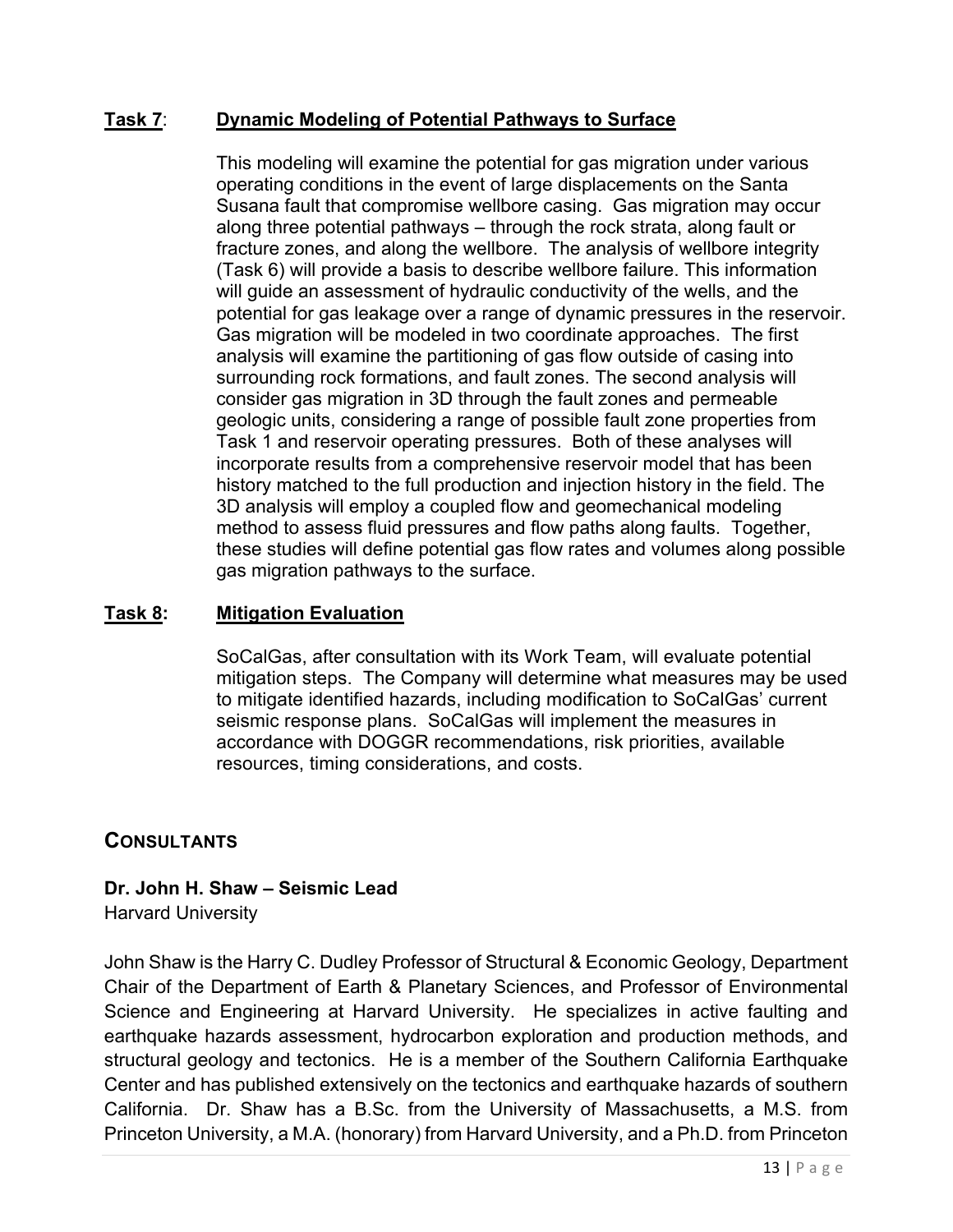**Task 7**: **Dynamic Modeling of Potential Pathways to Surface**

This modeling will examine the potential for gas migration under various operating conditions in the event of large displacements on the Santa Susana fault that compromise wellbore casing. Gas migration may occur along three potential pathways – through the rock strata, along fault or fracture zones, and along the wellbore. The analysis of wellbore integrity (Task 6) will provide a basis to describe wellbore failure. This information will guide an assessment of hydraulic conductivity of the wells, and the potential for gas leakage over a range of dynamic pressures in the reservoir. Gas migration will be modeled in two coordinate approaches. The first analysis will examine the partitioning of gas flow outside of casing into surrounding rock formations, and fault zones. The second analysis will consider gas migration in 3D through the fault zones and permeable geologic units, considering a range of possible fault zone properties from Task 1 and reservoir operating pressures. Both of these analyses will incorporate results from a comprehensive reservoir model that has been history matched to the full production and injection history in the field. The 3D analysis will employ a coupled flow and geomechanical modeling method to assess fluid pressures and flow paths along faults. Together, these studies will define potential gas flow rates and volumes along possible gas migration pathways to the surface.

**Task 8**: **Mitigation Evaluation**

SoCalGas, after consultation with its Work Team, will evaluate potential mitigation steps. The Company will determine what measures may be used to mitigate identified hazards, including modification to SoCalGas' current seismic response plans. SoCalGas will implement the measures in accordance with DOGGR recommendations, risk priorities, available resources, timing considerations, and costs.

## CONSULTANTS

**Dr. John H. Shaw – Seismic Lead**
Harvard University

John Shaw is the Harry C. Dudley Professor of Structural & Economic Geology, Department Chair of the Department of Earth & Planetary Sciences, and Professor of Environmental Science and Engineering at Harvard University. He specializes in active faulting and earthquake hazards assessment, hydrocarbon exploration and production methods, and structural geology and tectonics. He is a member of the Southern California Earthquake Center and has published extensively on the tectonics and earthquake hazards of southern California. Dr. Shaw has a B.Sc. from the University of Massachusetts, a M.S. from Princeton University, a M.A. (honorary) from Harvard University, and a Ph.D. from Princeton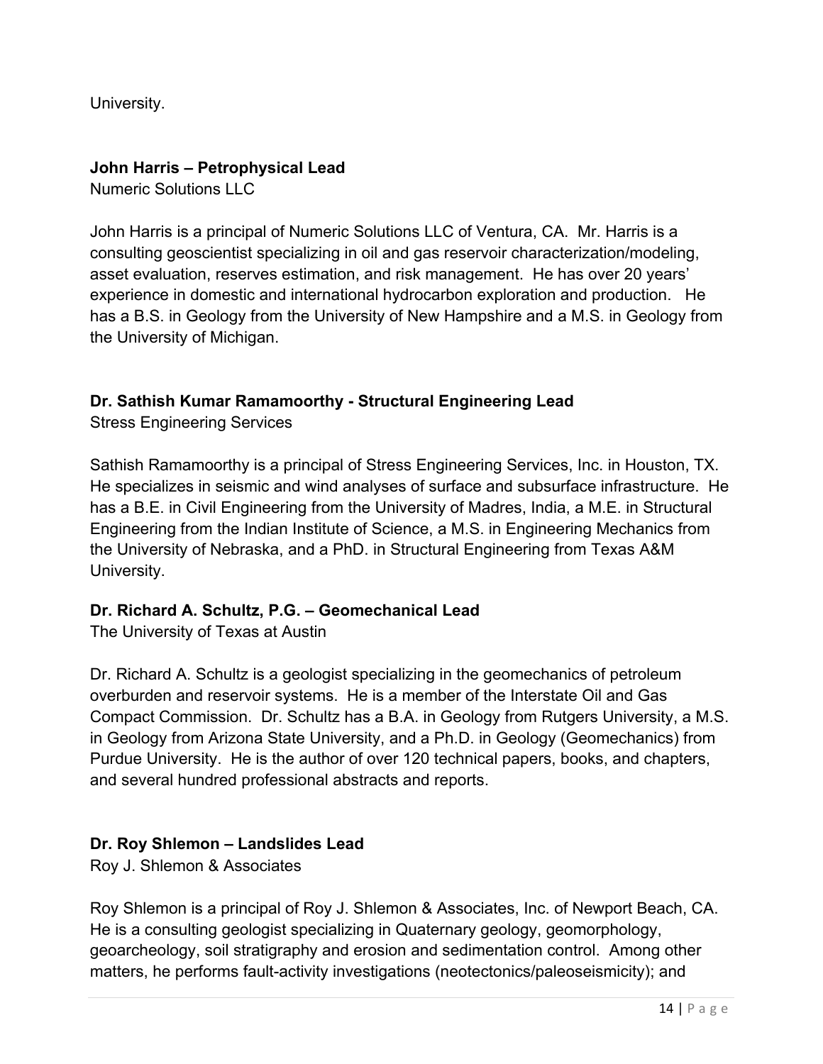University.

**John Harris – Petrophysical Lead**
Numeric Solutions LLC

John Harris is a principal of Numeric Solutions LLC of Ventura, CA. Mr. Harris is a consulting geoscientist specializing in oil and gas reservoir characterization/modeling, asset evaluation, reserves estimation, and risk management. He has over 20 years' experience in domestic and international hydrocarbon exploration and production. He has a B.S. in Geology from the University of New Hampshire and a M.S. in Geology from the University of Michigan.

**Dr. Sathish Kumar Ramamoorthy - Structural Engineering Lead**
Stress Engineering Services

Sathish Ramamoorthy is a principal of Stress Engineering Services, Inc. in Houston, TX. He specializes in seismic and wind analyses of surface and subsurface infrastructure. He has a B.E. in Civil Engineering from the University of Madres, India, a M.E. in Structural Engineering from the Indian Institute of Science, a M.S. in Engineering Mechanics from the University of Nebraska, and a PhD. in Structural Engineering from Texas A&M University.

**Dr. Richard A. Schultz, P.G. – Geomechanical Lead**
The University of Texas at Austin

Dr. Richard A. Schultz is a geologist specializing in the geomechanics of petroleum overburden and reservoir systems. He is a member of the Interstate Oil and Gas Compact Commission. Dr. Schultz has a B.A. in Geology from Rutgers University, a M.S. in Geology from Arizona State University, and a Ph.D. in Geology (Geomechanics) from Purdue University. He is the author of over 120 technical papers, books, and chapters, and several hundred professional abstracts and reports.

**Dr. Roy Shlemon – Landslides Lead**
Roy J. Shlemon & Associates

Roy Shlemon is a principal of Roy J. Shlemon & Associates, Inc. of Newport Beach, CA. He is a consulting geologist specializing in Quaternary geology, geomorphology, geoarcheology, soil stratigraphy and erosion and sedimentation control. Among other matters, he performs fault-activity investigations (neotectonics/paleoseismicity); and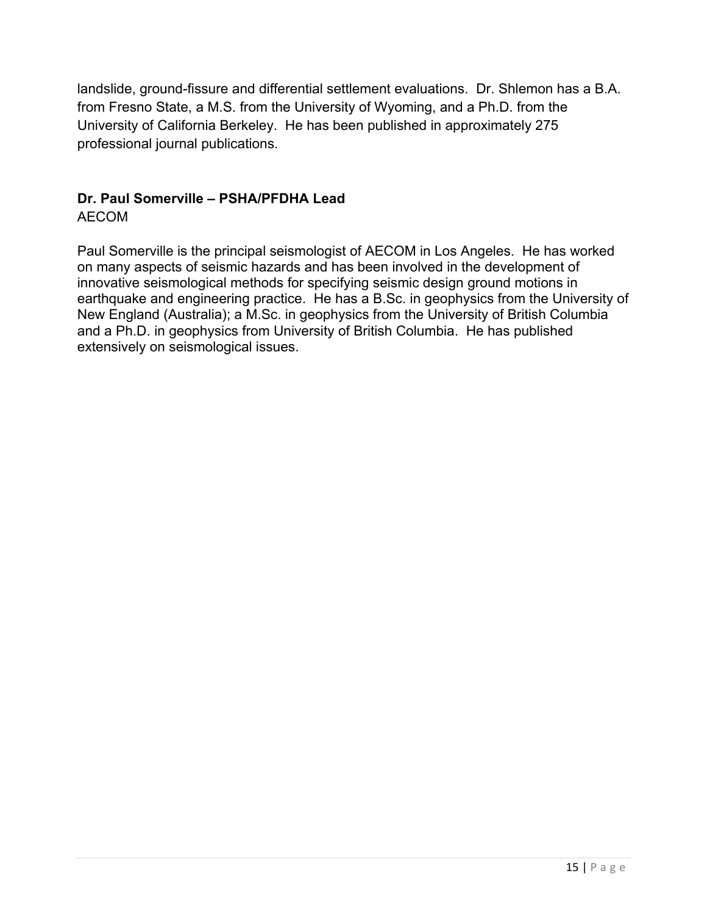landslide, ground-fissure and differential settlement evaluations. Dr. Shlemon has a B.A. from Fresno State, a M.S. from the University of Wyoming, and a Ph.D. from the University of California Berkeley. He has been published in approximately 275 professional journal publications.

**Dr. Paul Somerville – PSHA/PFDHA Lead**
AECOM

Paul Somerville is the principal seismologist of AECOM in Los Angeles. He has worked on many aspects of seismic hazards and has been involved in the development of innovative seismological methods for specifying seismic design ground motions in earthquake and engineering practice. He has a B.Sc. in geophysics from the University of New England (Australia); a M.Sc. in geophysics from the University of British Columbia and a Ph.D. in geophysics from University of British Columbia. He has published extensively on seismological issues.